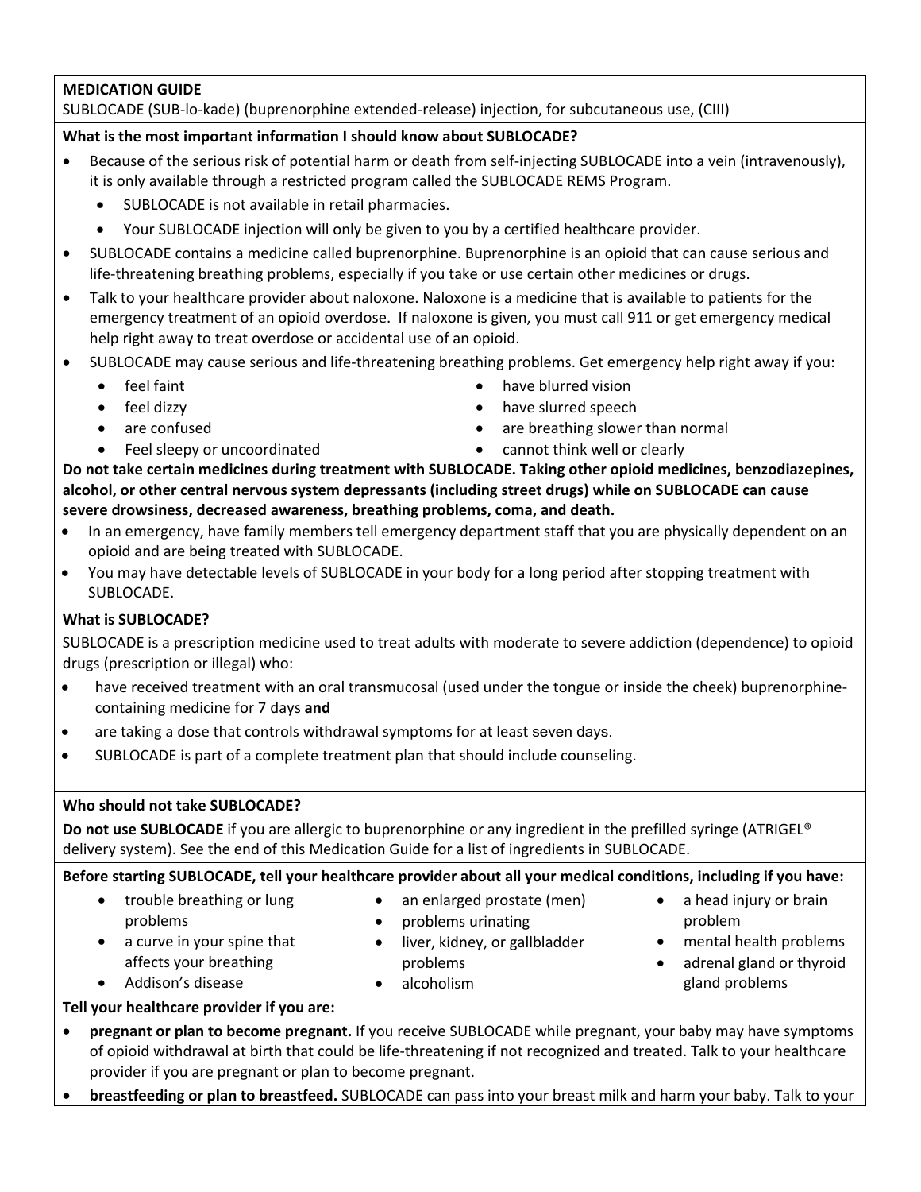**MEDICATION GUIDE**

SUBLOCADE (SUB-lo-kade) (buprenorphine extended-release) injection, for subcutaneous use, (CIII)

**What is the most important information I should know about SUBLOCADE?**

- Because of the serious risk of potential harm or death from self-injecting SUBLOCADE into a vein (intravenously), it is only available through a restricted program called the SUBLOCADE REMS Program.
  - SUBLOCADE is not available in retail pharmacies.
  - Your SUBLOCADE injection will only be given to you by a certified healthcare provider.
- SUBLOCADE contains a medicine called buprenorphine. Buprenorphine is an opioid that can cause serious and life-threatening breathing problems, especially if you take or use certain other medicines or drugs.
- Talk to your healthcare provider about naloxone. Naloxone is a medicine that is available to patients for the emergency treatment of an opioid overdose. If naloxone is given, you must call 911 or get emergency medical help right away to treat overdose or accidental use of an opioid.
- SUBLOCADE may cause serious and life-threatening breathing problems. Get emergency help right away if you:
  - feel faint
  - feel dizzy
  - are confused
  - Feel sleepy or uncoordinated
  - have blurred vision
  - have slurred speech
  - are breathing slower than normal
  - cannot think well or clearly

**Do not take certain medicines during treatment with SUBLOCADE. Taking other opioid medicines, benzodiazepines, alcohol, or other central nervous system depressants (including street drugs) while on SUBLOCADE can cause severe drowsiness, decreased awareness, breathing problems, coma, and death.**

- In an emergency, have family members tell emergency department staff that you are physically dependent on an opioid and are being treated with SUBLOCADE.
- You may have detectable levels of SUBLOCADE in your body for a long period after stopping treatment with SUBLOCADE.

**What is SUBLOCADE?**

SUBLOCADE is a prescription medicine used to treat adults with moderate to severe addiction (dependence) to opioid drugs (prescription or illegal) who:

- have received treatment with an oral transmucosal (used under the tongue or inside the cheek) buprenorphine-containing medicine for 7 days **and**
- are taking a dose that controls withdrawal symptoms for at least seven days.
- SUBLOCADE is part of a complete treatment plan that should include counseling.

**Who should not take SUBLOCADE?**

**Do not use SUBLOCADE** if you are allergic to buprenorphine or any ingredient in the prefilled syringe (ATRIGEL® delivery system). See the end of this Medication Guide for a list of ingredients in SUBLOCADE.

**Before starting SUBLOCADE, tell your healthcare provider about all your medical conditions, including if you have:**

- trouble breathing or lung problems
- a curve in your spine that affects your breathing
- Addison's disease
- an enlarged prostate (men)
- problems urinating
- liver, kidney, or gallbladder problems
- alcoholism
- a head injury or brain problem
- mental health problems
- adrenal gland or thyroid gland problems

**Tell your healthcare provider if you are:**

- **pregnant or plan to become pregnant.** If you receive SUBLOCADE while pregnant, your baby may have symptoms of opioid withdrawal at birth that could be life-threatening if not recognized and treated. Talk to your healthcare provider if you are pregnant or plan to become pregnant.
- **breastfeeding or plan to breastfeed.** SUBLOCADE can pass into your breast milk and harm your baby. Talk to your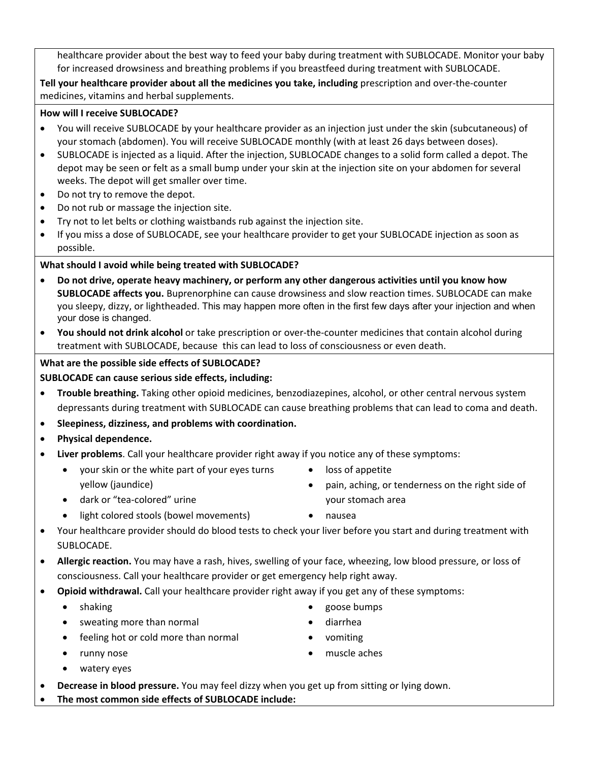healthcare provider about the best way to feed your baby during treatment with SUBLOCADE. Monitor your baby for increased drowsiness and breathing problems if you breastfeed during treatment with SUBLOCADE.

**Tell your healthcare provider about all the medicines you take, including** prescription and over-the-counter medicines, vitamins and herbal supplements.

**How will I receive SUBLOCADE?**

- You will receive SUBLOCADE by your healthcare provider as an injection just under the skin (subcutaneous) of your stomach (abdomen). You will receive SUBLOCADE monthly (with at least 26 days between doses).
- SUBLOCADE is injected as a liquid. After the injection, SUBLOCADE changes to a solid form called a depot. The depot may be seen or felt as a small bump under your skin at the injection site on your abdomen for several weeks. The depot will get smaller over time.
- Do not try to remove the depot.
- Do not rub or massage the injection site.
- Try not to let belts or clothing waistbands rub against the injection site.
- If you miss a dose of SUBLOCADE, see your healthcare provider to get your SUBLOCADE injection as soon as possible.

**What should I avoid while being treated with SUBLOCADE?**

- **Do not drive, operate heavy machinery, or perform any other dangerous activities until you know how SUBLOCADE affects you.** Buprenorphine can cause drowsiness and slow reaction times. SUBLOCADE can make you sleepy, dizzy, or lightheaded. This may happen more often in the first few days after your injection and when your dose is changed.
- **You should not drink alcohol** or take prescription or over-the-counter medicines that contain alcohol during treatment with SUBLOCADE, because this can lead to loss of consciousness or even death.

**What are the possible side effects of SUBLOCADE?**

**SUBLOCADE can cause serious side effects, including:**

- **Trouble breathing.** Taking other opioid medicines, benzodiazepines, alcohol, or other central nervous system depressants during treatment with SUBLOCADE can cause breathing problems that can lead to coma and death.
- **Sleepiness, dizziness, and problems with coordination.**
- **Physical dependence.**
- **Liver problems**. Call your healthcare provider right away if you notice any of these symptoms:
  - your skin or the white part of your eyes turns yellow (jaundice)
  - dark or "tea-colored" urine
  - light colored stools (bowel movements)
  - loss of appetite
  - pain, aching, or tenderness on the right side of your stomach area
  - nausea
- Your healthcare provider should do blood tests to check your liver before you start and during treatment with SUBLOCADE.
- **Allergic reaction.** You may have a rash, hives, swelling of your face, wheezing, low blood pressure, or loss of consciousness. Call your healthcare provider or get emergency help right away.
- **Opioid withdrawal.** Call your healthcare provider right away if you get any of these symptoms:
  - shaking
  - sweating more than normal
  - feeling hot or cold more than normal
  - runny nose
  - watery eyes
  - goose bumps
  - diarrhea
  - vomiting
  - muscle aches
- **Decrease in blood pressure.** You may feel dizzy when you get up from sitting or lying down.
- **The most common side effects of SUBLOCADE include:**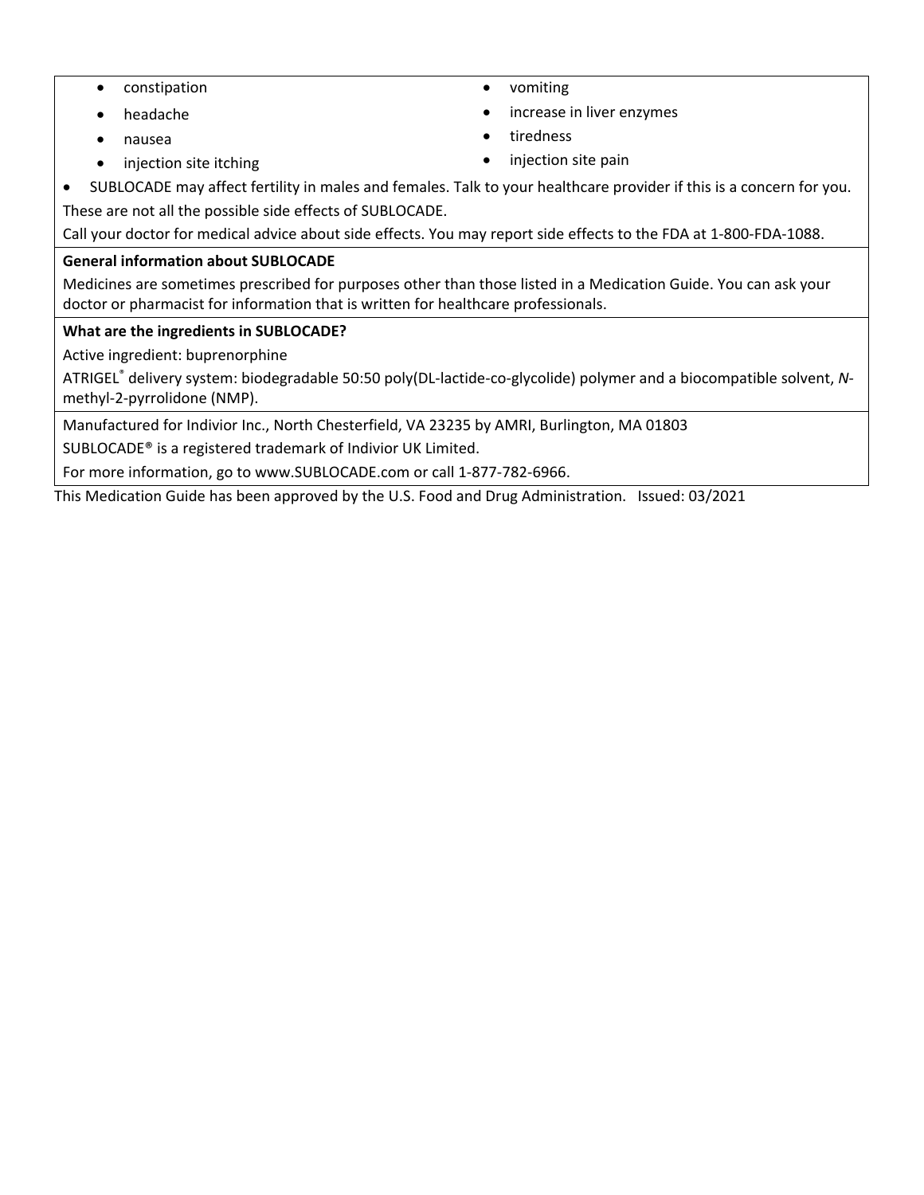- constipation
- headache
- nausea
- injection site itching
- vomiting
- increase in liver enzymes
- tiredness
- injection site pain

- SUBLOCADE may affect fertility in males and females. Talk to your healthcare provider if this is a concern for you.

These are not all the possible side effects of SUBLOCADE.

Call your doctor for medical advice about side effects. You may report side effects to the FDA at 1-800-FDA-1088.

**General information about SUBLOCADE**

Medicines are sometimes prescribed for purposes other than those listed in a Medication Guide. You can ask your doctor or pharmacist for information that is written for healthcare professionals.

**What are the ingredients in SUBLOCADE?**

Active ingredient: buprenorphine

ATRIGEL® delivery system: biodegradable 50:50 poly(DL-lactide-co-glycolide) polymer and a biocompatible solvent, *N*-methyl-2-pyrrolidone (NMP).

Manufactured for Indivior Inc., North Chesterfield, VA 23235 by AMRI, Burlington, MA 01803

SUBLOCADE® is a registered trademark of Indivior UK Limited.

For more information, go to www.SUBLOCADE.com or call 1-877-782-6966.

This Medication Guide has been approved by the U.S. Food and Drug Administration. Issued: 03/2021